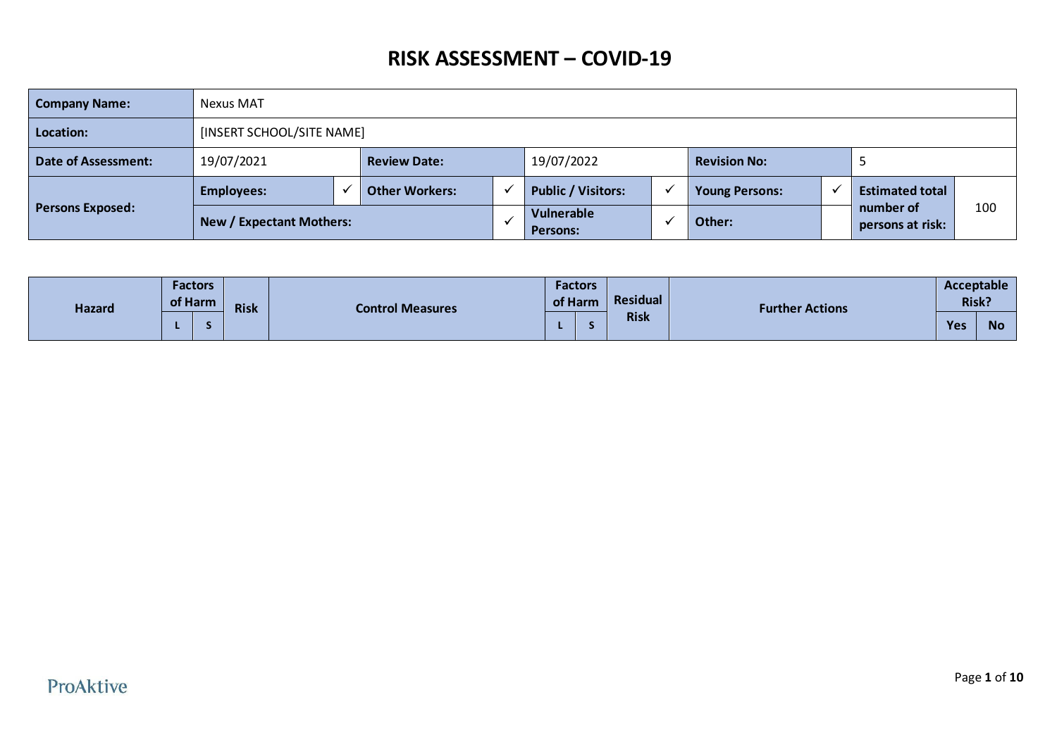# RISK ASSESSMENT – COVID-19

| **Company Name:** | Nexus MAT | | | | | | | | | |
|---|---|---|---|---|---|---|---|---|---|---|
| **Location:** | [INSERT SCHOOL/SITE NAME] | | | | | | | | | |
| **Date of Assessment:** | 19/07/2021 | | **Review Date:** | | 19/07/2022 | | **Revision No:** | | 5 | |
| **Persons Exposed:** | **Employees:** | ✓ | **Other Workers:** | ✓ | **Public / Visitors:** | ✓ | **Young Persons:** | ✓ | **Estimated total number of persons at risk:** | 100 |
| | **New / Expectant Mothers:** | | | ✓ | **Vulnerable Persons:** | ✓ | **Other:** | | | |

| **Hazard** | **Factors of Harm** | | **Risk** | **Control Measures** | **Factors of Harm** | | **Residual Risk** | **Further Actions** | **Acceptable Risk?** | |
|---|---|---|---|---|---|---|---|---|---|---|
| | **L** | **S** | | | **L** | **S** | | | **Yes** | **No** |

ProAktive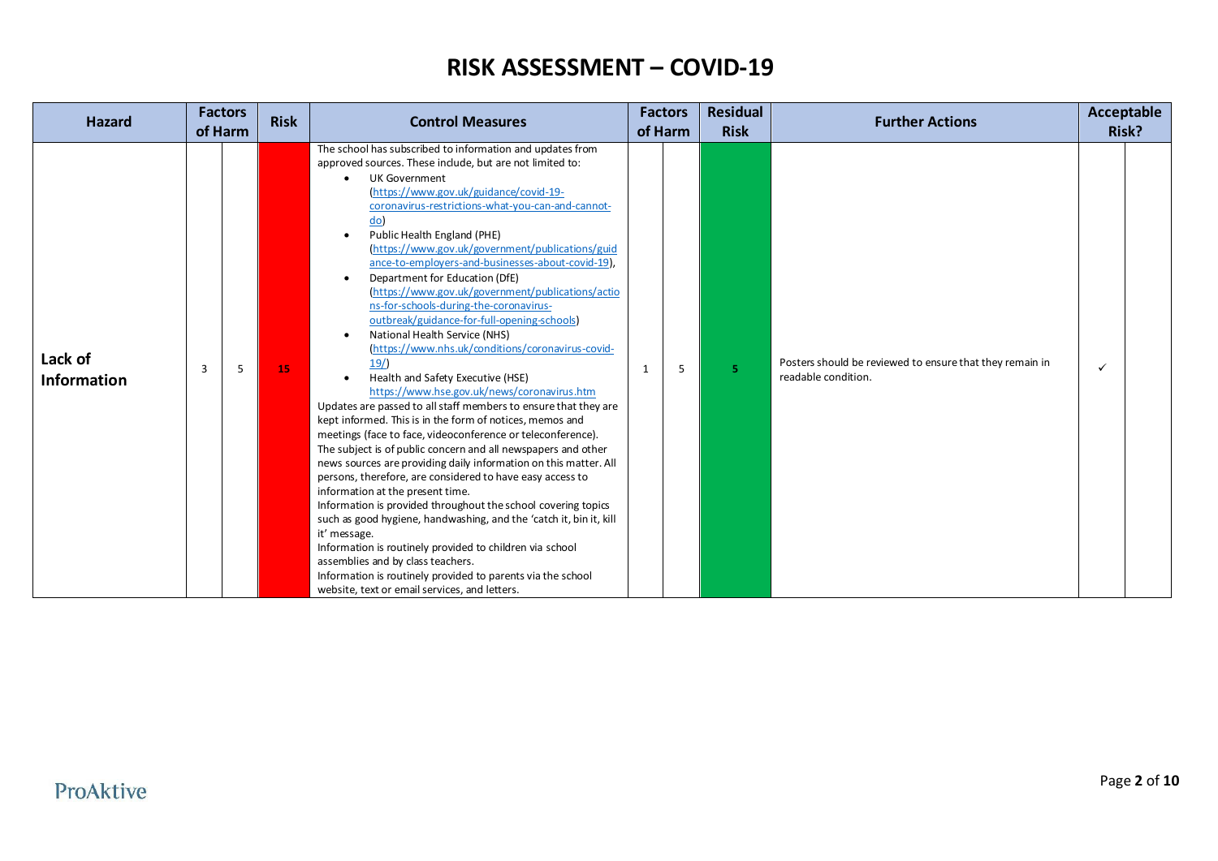# RISK ASSESSMENT – COVID-19

| Hazard | Factors of Harm | | Risk | Control Measures | Factors of Harm | | Residual Risk | Further Actions | Acceptable Risk? | |
|---|---|---|---|---|---|---|---|---|---|---|
| **Lack of Information** | 3 | 5 | 15 | The school has subscribed to information and updates from approved sources. These include, but are not limited to:<br>• UK Government (https://www.gov.uk/guidance/covid-19-coronavirus-restrictions-what-you-can-and-cannot-do)<br>• Public Health England (PHE) (https://www.gov.uk/government/publications/guidance-to-employers-and-businesses-about-covid-19),<br>• Department for Education (DfE) (https://www.gov.uk/government/publications/actions-for-schools-during-the-coronavirus-outbreak/guidance-for-full-opening-schools)<br>• National Health Service (NHS) (https://www.nhs.uk/conditions/coronavirus-covid-19/)<br>• Health and Safety Executive (HSE) https://www.hse.gov.uk/news/coronavirus.htm<br>Updates are passed to all staff members to ensure that they are kept informed. This is in the form of notices, memos and meetings (face to face, videoconference or teleconference).<br>The subject is of public concern and all newspapers and other news sources are providing daily information on this matter. All persons, therefore, are considered to have easy access to information at the present time.<br>Information is provided throughout the school covering topics such as good hygiene, handwashing, and the 'catch it, bin it, kill it' message.<br>Information is routinely provided to children via school assemblies and by class teachers.<br>Information is routinely provided to parents via the school website, text or email services, and letters. | 1 | 5 | 5 | Posters should be reviewed to ensure that they remain in readable condition. | ✓ | |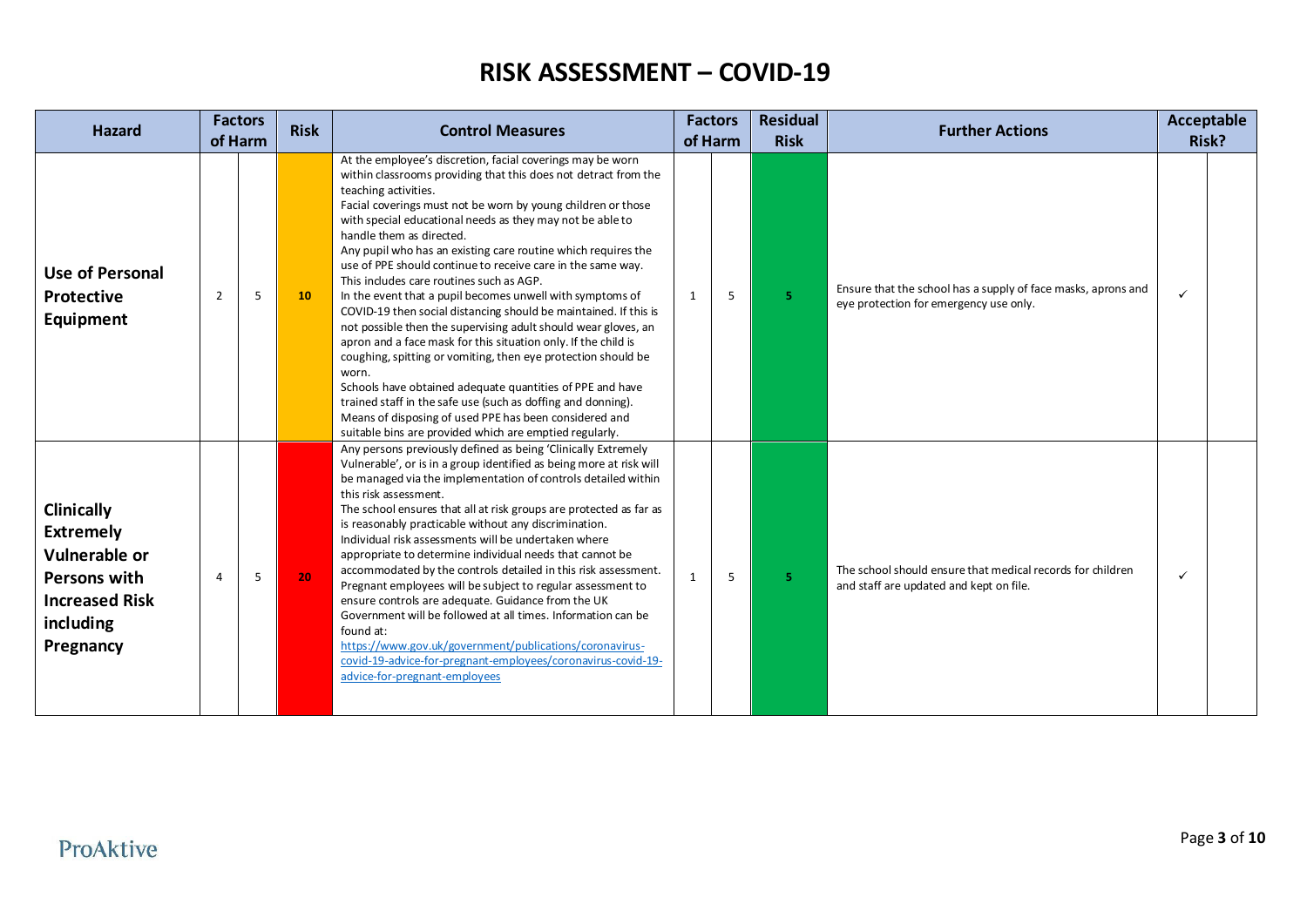# RISK ASSESSMENT – COVID-19

| Hazard | Factors of Harm | | Risk | Control Measures | Factors of Harm | | Residual Risk | Further Actions | Acceptable Risk? | |
|---|---|---|---|---|---|---|---|---|---|---|
| **Use of Personal Protective Equipment** | 2 | 5 | 10 | At the employee's discretion, facial coverings may be worn within classrooms providing that this does not detract from the teaching activities.<br>Facial coverings must not be worn by young children or those with special educational needs as they may not be able to handle them as directed.<br>Any pupil who has an existing care routine which requires the use of PPE should continue to receive care in the same way. This includes care routines such as AGP.<br>In the event that a pupil becomes unwell with symptoms of COVID-19 then social distancing should be maintained. If this is not possible then the supervising adult should wear gloves, an apron and a face mask for this situation only. If the child is coughing, spitting or vomiting, then eye protection should be worn.<br>Schools have obtained adequate quantities of PPE and have trained staff in the safe use (such as doffing and donning).<br>Means of disposing of used PPE has been considered and suitable bins are provided which are emptied regularly. | 1 | 5 | 5 | Ensure that the school has a supply of face masks, aprons and eye protection for emergency use only. | ✓ | |
| **Clinically Extremely Vulnerable or Persons with Increased Risk including Pregnancy** | 4 | 5 | 20 | Any persons previously defined as being 'Clinically Extremely Vulnerable', or is in a group identified as being more at risk will be managed via the implementation of controls detailed within this risk assessment.<br>The school ensures that all at risk groups are protected as far as is reasonably practicable without any discrimination.<br>Individual risk assessments will be undertaken where appropriate to determine individual needs that cannot be accommodated by the controls detailed in this risk assessment.<br>Pregnant employees will be subject to regular assessment to ensure controls are adequate. Guidance from the UK Government will be followed at all times. Information can be found at:<br>https://www.gov.uk/government/publications/coronavirus-covid-19-advice-for-pregnant-employees/coronavirus-covid-19-advice-for-pregnant-employees | 1 | 5 | 5 | The school should ensure that medical records for children and staff are updated and kept on file. | ✓ | |

ProAktive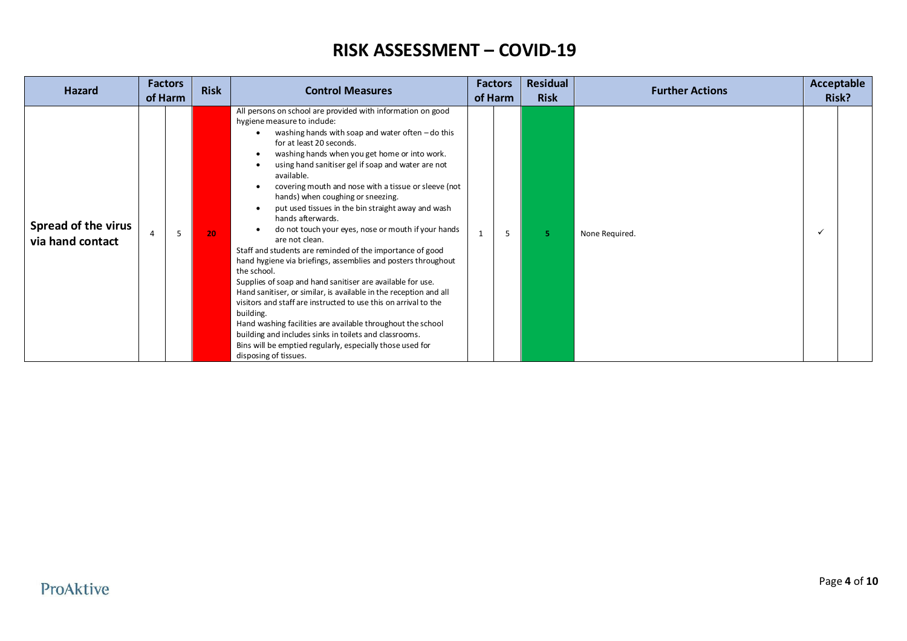# RISK ASSESSMENT – COVID-19

| Hazard | Factors of Harm | | Risk | Control Measures | Factors of Harm | | Residual Risk | Further Actions | Acceptable Risk? | |
|---|---|---|---|---|---|---|---|---|---|---|
| **Spread of the virus via hand contact** | 4 | 5 | 20 | All persons on school are provided with information on good hygiene measure to include:<br>• washing hands with soap and water often – do this for at least 20 seconds.<br>• washing hands when you get home or into work.<br>• using hand sanitiser gel if soap and water are not available.<br>• covering mouth and nose with a tissue or sleeve (not hands) when coughing or sneezing.<br>• put used tissues in the bin straight away and wash hands afterwards.<br>• do not touch your eyes, nose or mouth if your hands are not clean.<br>Staff and students are reminded of the importance of good hand hygiene via briefings, assemblies and posters throughout the school.<br>Supplies of soap and hand sanitiser are available for use.<br>Hand sanitiser, or similar, is available in the reception and all visitors and staff are instructed to use this on arrival to the building.<br>Hand washing facilities are available throughout the school building and includes sinks in toilets and classrooms.<br>Bins will be emptied regularly, especially those used for disposing of tissues. | 1 | 5 | 5 | None Required. | ✓ | |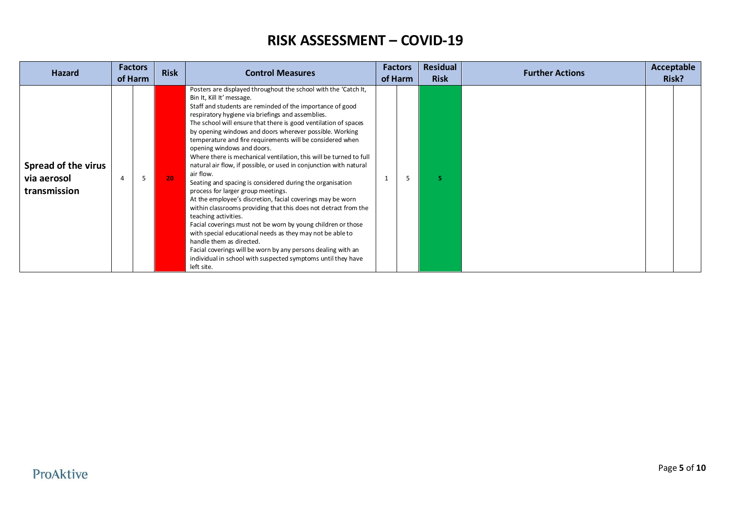# RISK ASSESSMENT – COVID-19

| Hazard | Factors of Harm | | Risk | Control Measures | Factors of Harm | | Residual Risk | Further Actions | Acceptable Risk? | |
|---|---|---|---|---|---|---|---|---|---|---|
| **Spread of the virus via aerosol transmission** | 4 | 5 | 20 | Posters are displayed throughout the school with the 'Catch It, Bin It, Kill It' message.<br>Staff and students are reminded of the importance of good respiratory hygiene via briefings and assemblies.<br>The school will ensure that there is good ventilation of spaces by opening windows and doors wherever possible. Working temperature and fire requirements will be considered when opening windows and doors.<br>Where there is mechanical ventilation, this will be turned to full natural air flow, if possible, or used in conjunction with natural air flow.<br>Seating and spacing is considered during the organisation process for larger group meetings.<br>At the employee's discretion, facial coverings may be worn within classrooms providing that this does not detract from the teaching activities.<br>Facial coverings must not be worn by young children or those with special educational needs as they may not be able to handle them as directed.<br>Facial coverings will be worn by any persons dealing with an individual in school with suspected symptoms until they have left site. | 1 | 5 | 5 | | | |

ProAktive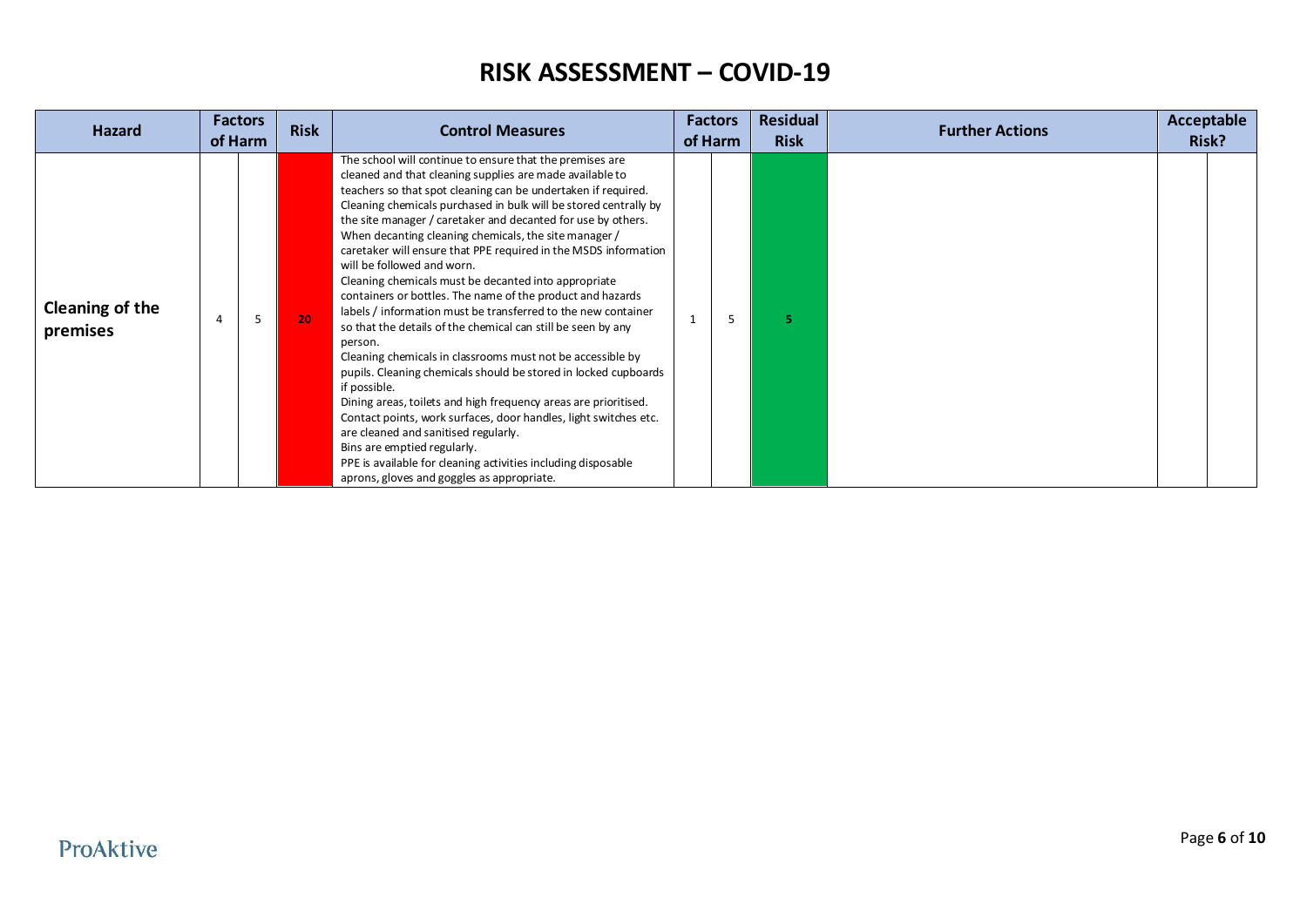# RISK ASSESSMENT – COVID-19

| Hazard | Factors of Harm | | Risk | Control Measures | Factors of Harm | | Residual Risk | Further Actions | Acceptable Risk? | |
|---|---|---|---|---|---|---|---|---|---|---|
| **Cleaning of the premises** | 4 | 5 | 20 | The school will continue to ensure that the premises are cleaned and that cleaning supplies are made available to teachers so that spot cleaning can be undertaken if required.<br>Cleaning chemicals purchased in bulk will be stored centrally by the site manager / caretaker and decanted for use by others. When decanting cleaning chemicals, the site manager / caretaker will ensure that PPE required in the MSDS information will be followed and worn.<br>Cleaning chemicals must be decanted into appropriate containers or bottles. The name of the product and hazards labels / information must be transferred to the new container so that the details of the chemical can still be seen by any person.<br>Cleaning chemicals in classrooms must not be accessible by pupils. Cleaning chemicals should be stored in locked cupboards if possible.<br>Dining areas, toilets and high frequency areas are prioritised.<br>Contact points, work surfaces, door handles, light switches etc. are cleaned and sanitised regularly.<br>Bins are emptied regularly.<br>PPE is available for cleaning activities including disposable aprons, gloves and goggles as appropriate. | 1 | 5 | 5 | | | |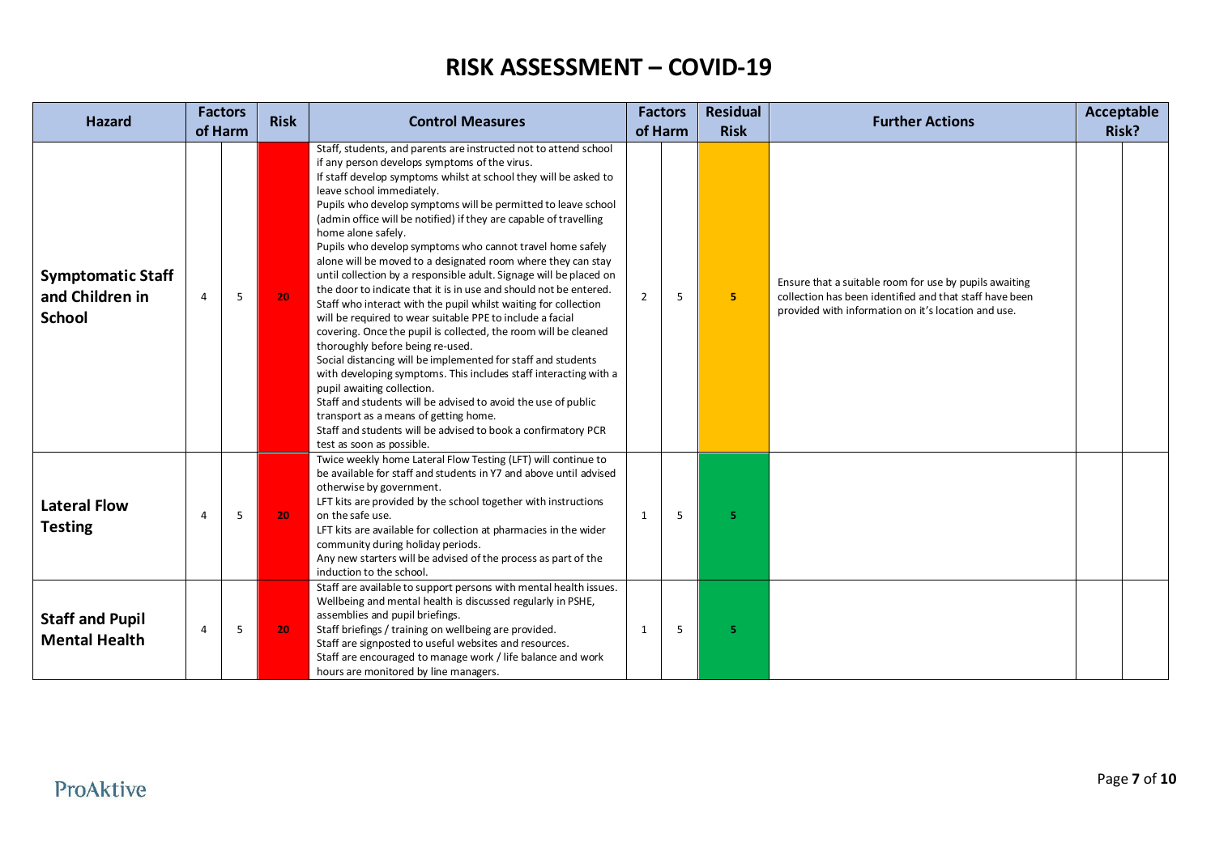# RISK ASSESSMENT – COVID-19

| Hazard | Factors of Harm | | Risk | Control Measures | Factors of Harm | | Residual Risk | Further Actions | Acceptable Risk? | |
|---|---|---|---|---|---|---|---|---|---|---|
| **Symptomatic Staff and Children in School** | 4 | 5 | 20 | Staff, students, and parents are instructed not to attend school if any person develops symptoms of the virus.<br>If staff develop symptoms whilst at school they will be asked to leave school immediately.<br>Pupils who develop symptoms will be permitted to leave school (admin office will be notified) if they are capable of travelling home alone safely.<br>Pupils who develop symptoms who cannot travel home safely alone will be moved to a designated room where they can stay until collection by a responsible adult. Signage will be placed on the door to indicate that it is in use and should not be entered. Staff who interact with the pupil whilst waiting for collection will be required to wear suitable PPE to include a facial covering. Once the pupil is collected, the room will be cleaned thoroughly before being re-used.<br>Social distancing will be implemented for staff and students with developing symptoms. This includes staff interacting with a pupil awaiting collection.<br>Staff and students will be advised to avoid the use of public transport as a means of getting home.<br>Staff and students will be advised to book a confirmatory PCR test as soon as possible. | 2 | 5 | 5 | Ensure that a suitable room for use by pupils awaiting collection has been identified and that staff have been provided with information on it's location and use. | | |
| **Lateral Flow Testing** | 4 | 5 | 20 | Twice weekly home Lateral Flow Testing (LFT) will continue to be available for staff and students in Y7 and above until advised otherwise by government.<br>LFT kits are provided by the school together with instructions on the safe use.<br>LFT kits are available for collection at pharmacies in the wider community during holiday periods.<br>Any new starters will be advised of the process as part of the induction to the school. | 1 | 5 | 5 | | | |
| **Staff and Pupil Mental Health** | 4 | 5 | 20 | Staff are available to support persons with mental health issues.<br>Wellbeing and mental health is discussed regularly in PSHE, assemblies and pupil briefings.<br>Staff briefings / training on wellbeing are provided.<br>Staff are signposted to useful websites and resources.<br>Staff are encouraged to manage work / life balance and work hours are monitored by line managers. | 1 | 5 | 5 | | | |

ProAktive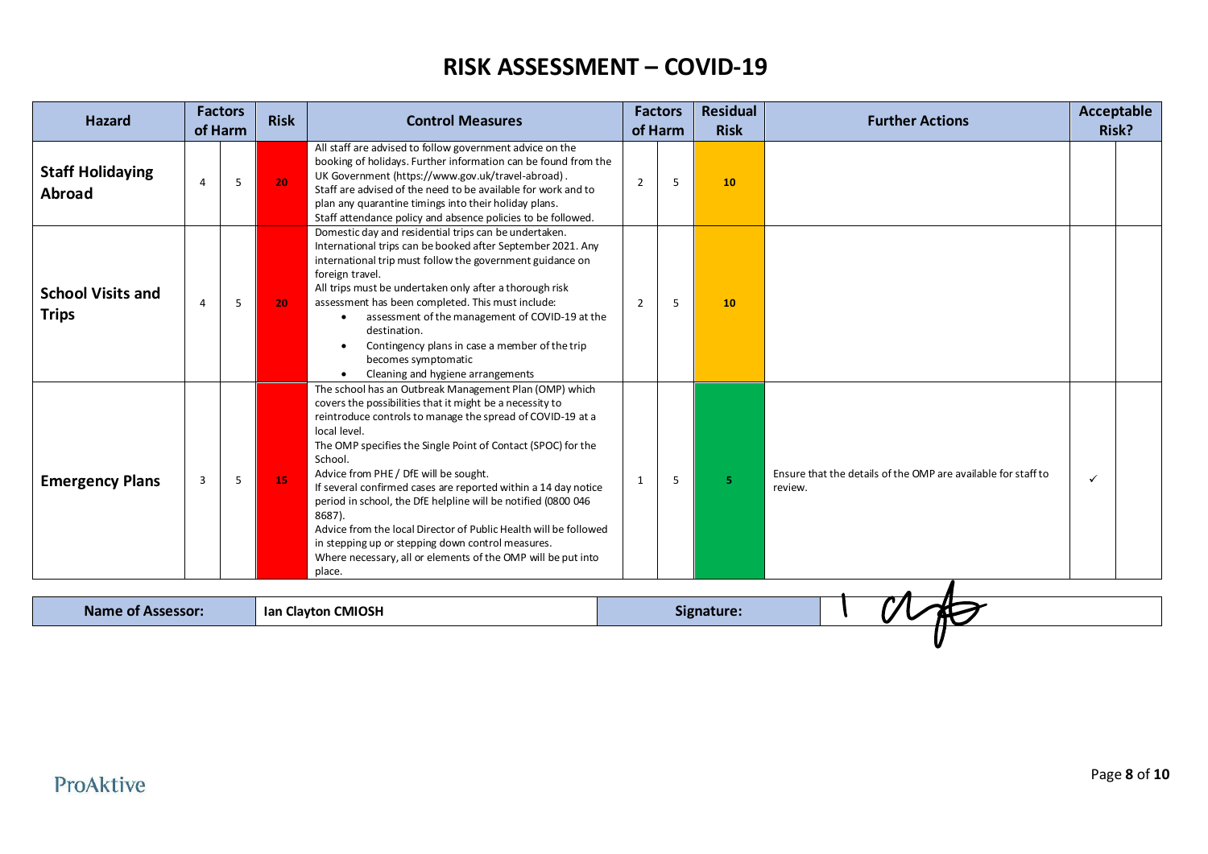# RISK ASSESSMENT – COVID-19

| Hazard | Factors of Harm | | Risk | Control Measures | Factors of Harm | | Residual Risk | Further Actions | Acceptable Risk? | |
|---|---|---|---|---|---|---|---|---|---|---|
| **Staff Holidaying Abroad** | 4 | 5 | 20 | All staff are advised to follow government advice on the booking of holidays. Further information can be found from the UK Government (https://www.gov.uk/travel-abroad). Staff are advised of the need to be available for work and to plan any quarantine timings into their holiday plans. Staff attendance policy and absence policies to be followed. | 2 | 5 | 10 | | | |
| **School Visits and Trips** | 4 | 5 | 20 | Domestic day and residential trips can be undertaken. International trips can be booked after September 2021. Any international trip must follow the government guidance on foreign travel. All trips must be undertaken only after a thorough risk assessment has been completed. This must include: • assessment of the management of COVID-19 at the destination. • Contingency plans in case a member of the trip becomes symptomatic • Cleaning and hygiene arrangements | 2 | 5 | 10 | | | |
| **Emergency Plans** | 3 | 5 | 15 | The school has an Outbreak Management Plan (OMP) which covers the possibilities that it might be a necessity to reintroduce controls to manage the spread of COVID-19 at a local level. The OMP specifies the Single Point of Contact (SPOC) for the School. Advice from PHE / DfE will be sought. If several confirmed cases are reported within a 14 day notice period in school, the DfE helpline will be notified (0800 046 8687). Advice from the local Director of Public Health will be followed in stepping up or stepping down control measures. Where necessary, all or elements of the OMP will be put into place. | 1 | 5 | 5 | Ensure that the details of the OMP are available for staff to review. | ✓ | |

| **Name of Assessor:** | **Ian Clayton CMIOSH** | **Signature:** | |
|---|---|---|---|

ProAktive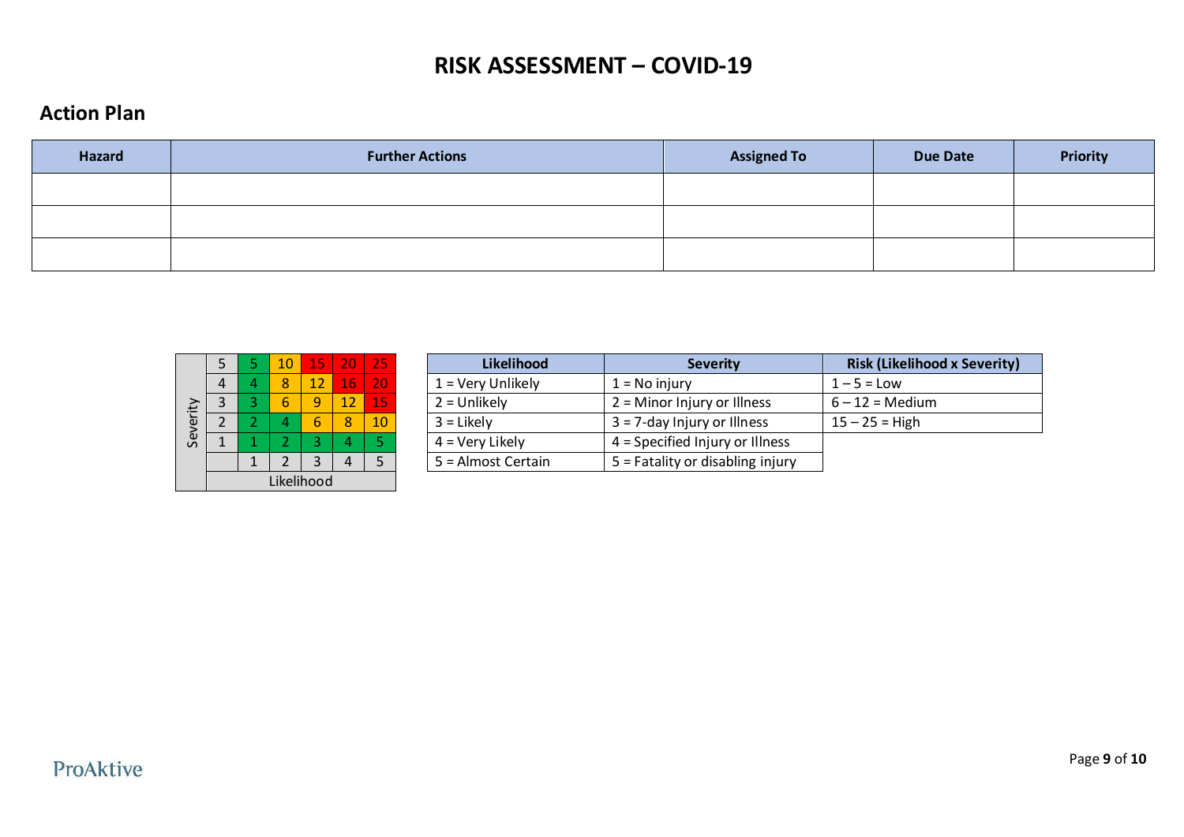# RISK ASSESSMENT – COVID-19

## Action Plan

| Hazard | Further Actions | Assigned To | Due Date | Priority |
|---|---|---|---|---|
| | | | | |
| | | | | |
| | | | | |

| Severity | | | | | | |
|---|---|---|---|---|---|---|
| | 5 | 5 | 10 | 15 | 20 | 25 |
| | 4 | 4 | 8 | 12 | 16 | 20 |
| | 3 | 3 | 6 | 9 | 12 | 15 |
| | 2 | 2 | 4 | 6 | 8 | 10 |
| | 1 | 1 | 2 | 3 | 4 | 5 |
| | | 1 | 2 | 3 | 4 | 5 |
| | Likelihood | | | | | |

| Likelihood | Severity | Risk (Likelihood x Severity) |
|---|---|---|
| 1 = Very Unlikely | 1 = No injury | 1 – 5 = Low |
| 2 = Unlikely | 2 = Minor Injury or Illness | 6 – 12 = Medium |
| 3 = Likely | 3 = 7-day Injury or Illness | 15 – 25 = High |
| 4 = Very Likely | 4 = Specified Injury or Illness | |
| 5 = Almost Certain | 5 = Fatality or disabling injury | |

ProAktive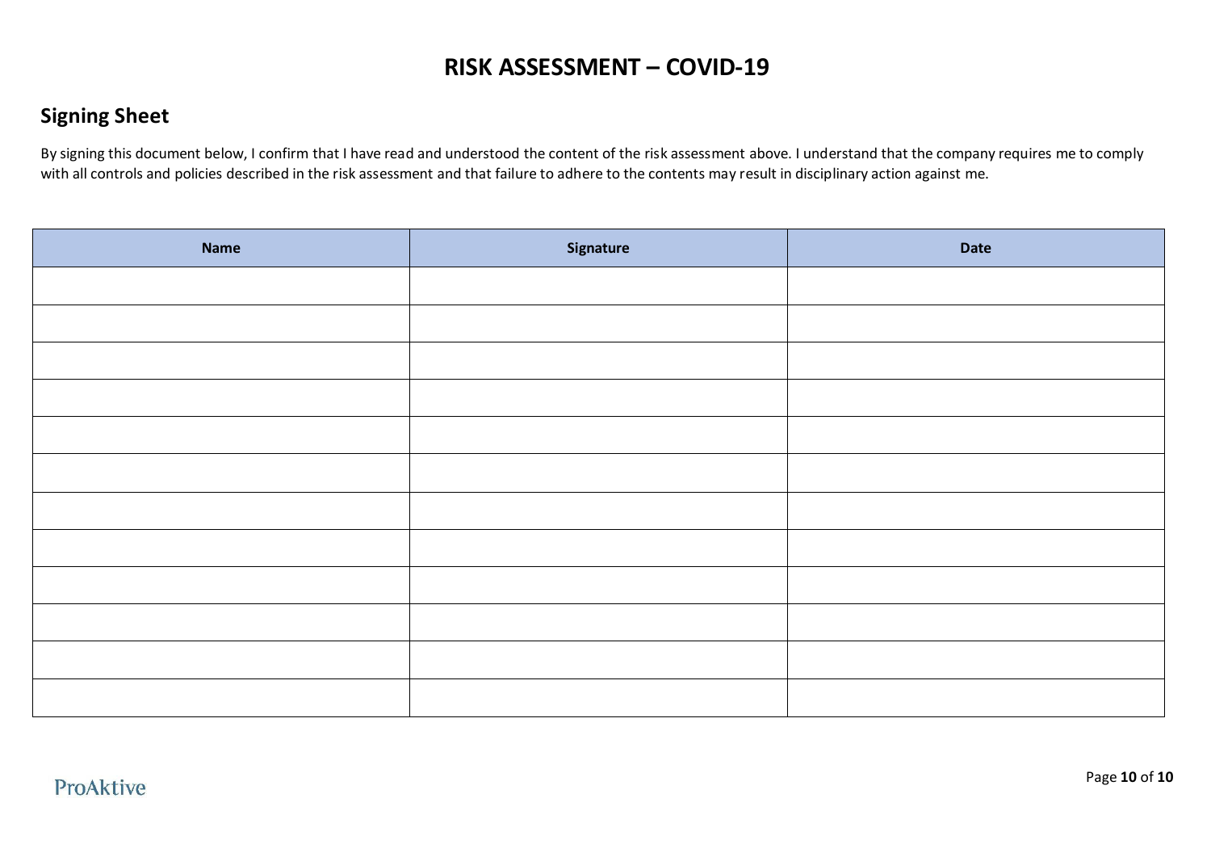# RISK ASSESSMENT – COVID-19

## Signing Sheet

By signing this document below, I confirm that I have read and understood the content of the risk assessment above. I understand that the company requires me to comply with all controls and policies described in the risk assessment and that failure to adhere to the contents may result in disciplinary action against me.

| Name | Signature | Date |
|---|---|---|
| | | |
| | | |
| | | |
| | | |
| | | |
| | | |
| | | |
| | | |
| | | |
| | | |
| | | |
| | | |

ProAktive